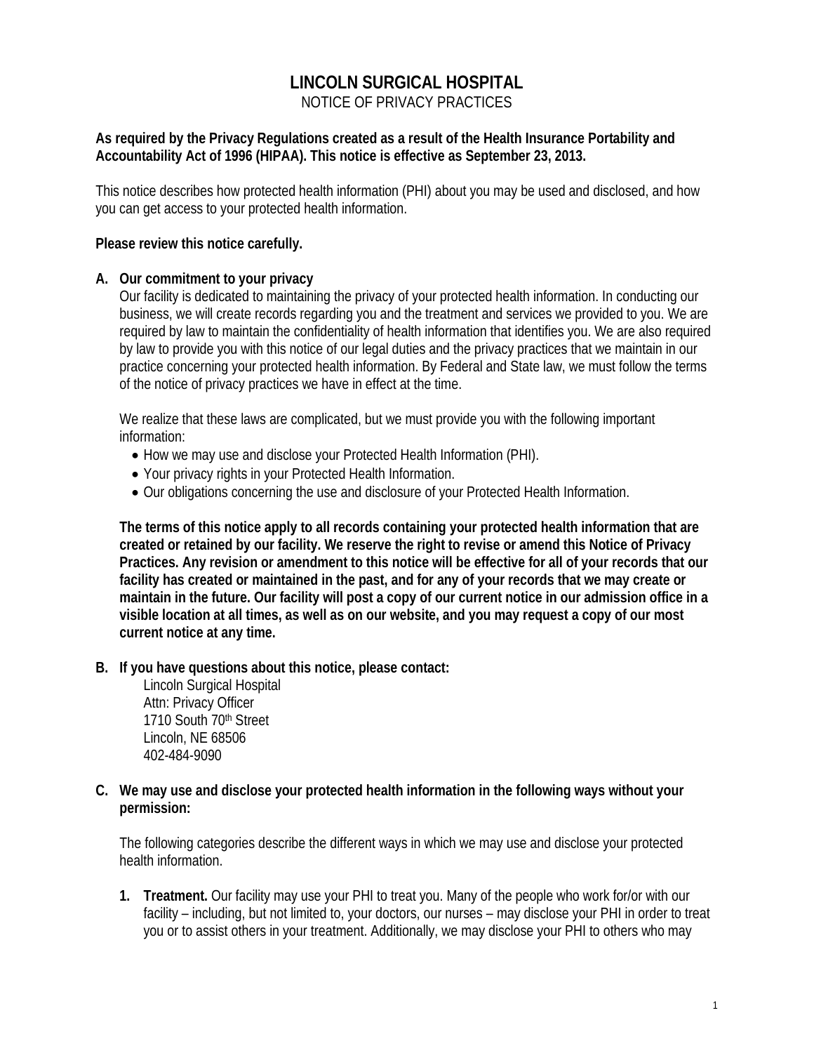# LINCOLN SURGICAL HOSPITAL

NOTICE OF PRIVACY PRACTICES

**As required by the Privacy Regulations created as a result of the Health Insurance Portability and Accountability Act of 1996 (HIPAA). This notice is effective as September 23, 2013.**

This notice describes how protected health information (PHI) about you may be used and disclosed, and how you can get access to your protected health information.

**Please review this notice carefully.**

**A. Our commitment to your privacy**

Our facility is dedicated to maintaining the privacy of your protected health information. In conducting our business, we will create records regarding you and the treatment and services we provided to you. We are required by law to maintain the confidentiality of health information that identifies you. We are also required by law to provide you with this notice of our legal duties and the privacy practices that we maintain in our practice concerning your protected health information. By Federal and State law, we must follow the terms of the notice of privacy practices we have in effect at the time.

We realize that these laws are complicated, but we must provide you with the following important information:

- How we may use and disclose your Protected Health Information (PHI).
- Your privacy rights in your Protected Health Information.
- Our obligations concerning the use and disclosure of your Protected Health Information.

**The terms of this notice apply to all records containing your protected health information that are created or retained by our facility. We reserve the right to revise or amend this Notice of Privacy Practices. Any revision or amendment to this notice will be effective for all of your records that our facility has created or maintained in the past, and for any of your records that we may create or maintain in the future. Our facility will post a copy of our current notice in our admission office in a visible location at all times, as well as on our website, and you may request a copy of our most current notice at any time.**

**B. If you have questions about this notice, please contact:**

Lincoln Surgical Hospital
Attn: Privacy Officer
1710 South 70th Street
Lincoln, NE 68506
402-484-9090

**C. We may use and disclose your protected health information in the following ways without your permission:**

The following categories describe the different ways in which we may use and disclose your protected health information.

1. **Treatment.** Our facility may use your PHI to treat you. Many of the people who work for/or with our facility – including, but not limited to, your doctors, our nurses – may disclose your PHI in order to treat you or to assist others in your treatment. Additionally, we may disclose your PHI to others who may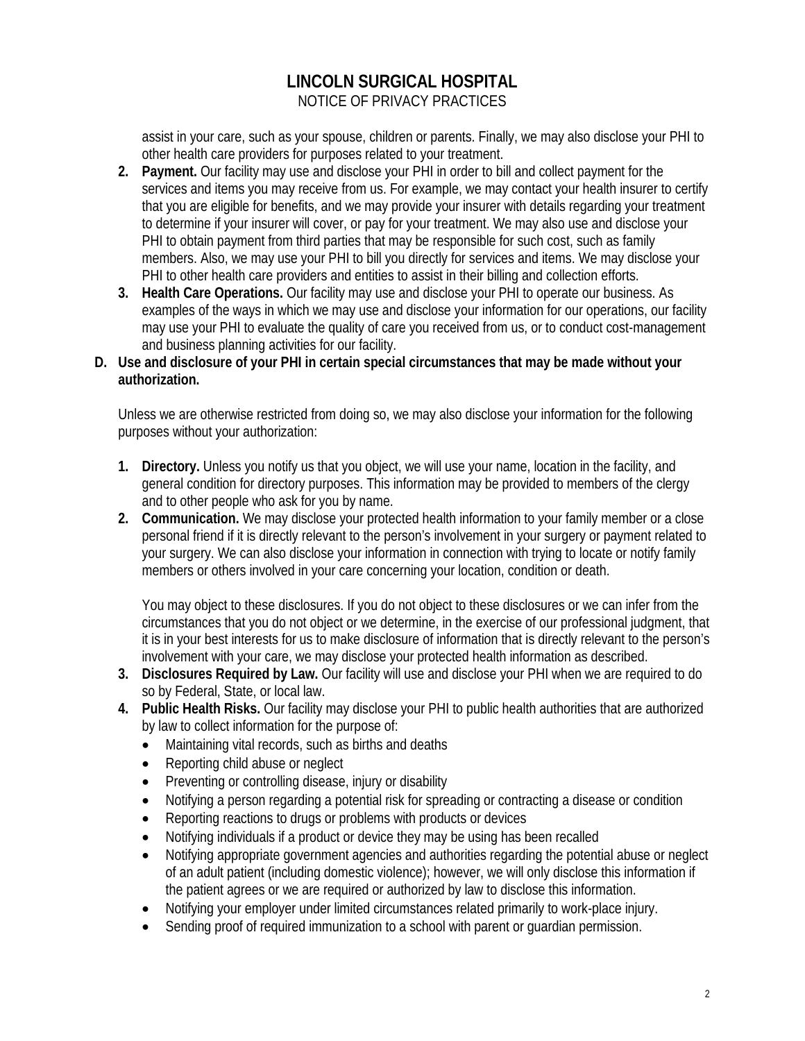assist in your care, such as your spouse, children or parents. Finally, we may also disclose your PHI to other health care providers for purposes related to your treatment.

2. **Payment.** Our facility may use and disclose your PHI in order to bill and collect payment for the services and items you may receive from us. For example, we may contact your health insurer to certify that you are eligible for benefits, and we may provide your insurer with details regarding your treatment to determine if your insurer will cover, or pay for your treatment. We may also use and disclose your PHI to obtain payment from third parties that may be responsible for such cost, such as family members. Also, we may use your PHI to bill you directly for services and items. We may disclose your PHI to other health care providers and entities to assist in their billing and collection efforts.
3. **Health Care Operations.** Our facility may use and disclose your PHI to operate our business. As examples of the ways in which we may use and disclose your information for our operations, our facility may use your PHI to evaluate the quality of care you received from us, or to conduct cost-management and business planning activities for our facility.

**D. Use and disclosure of your PHI in certain special circumstances that may be made without your authorization.**

Unless we are otherwise restricted from doing so, we may also disclose your information for the following purposes without your authorization:

1. **Directory.** Unless you notify us that you object, we will use your name, location in the facility, and general condition for directory purposes. This information may be provided to members of the clergy and to other people who ask for you by name.
2. **Communication.** We may disclose your protected health information to your family member or a close personal friend if it is directly relevant to the person's involvement in your surgery or payment related to your surgery. We can also disclose your information in connection with trying to locate or notify family members or others involved in your care concerning your location, condition or death.

   You may object to these disclosures. If you do not object to these disclosures or we can infer from the circumstances that you do not object or we determine, in the exercise of our professional judgment, that it is in your best interests for us to make disclosure of information that is directly relevant to the person's involvement with your care, we may disclose your protected health information as described.
3. **Disclosures Required by Law.** Our facility will use and disclose your PHI when we are required to do so by Federal, State, or local law.
4. **Public Health Risks.** Our facility may disclose your PHI to public health authorities that are authorized by law to collect information for the purpose of:
   - Maintaining vital records, such as births and deaths
   - Reporting child abuse or neglect
   - Preventing or controlling disease, injury or disability
   - Notifying a person regarding a potential risk for spreading or contracting a disease or condition
   - Reporting reactions to drugs or problems with products or devices
   - Notifying individuals if a product or device they may be using has been recalled
   - Notifying appropriate government agencies and authorities regarding the potential abuse or neglect of an adult patient (including domestic violence); however, we will only disclose this information if the patient agrees or we are required or authorized by law to disclose this information.
   - Notifying your employer under limited circumstances related primarily to work-place injury.
   - Sending proof of required immunization to a school with parent or guardian permission.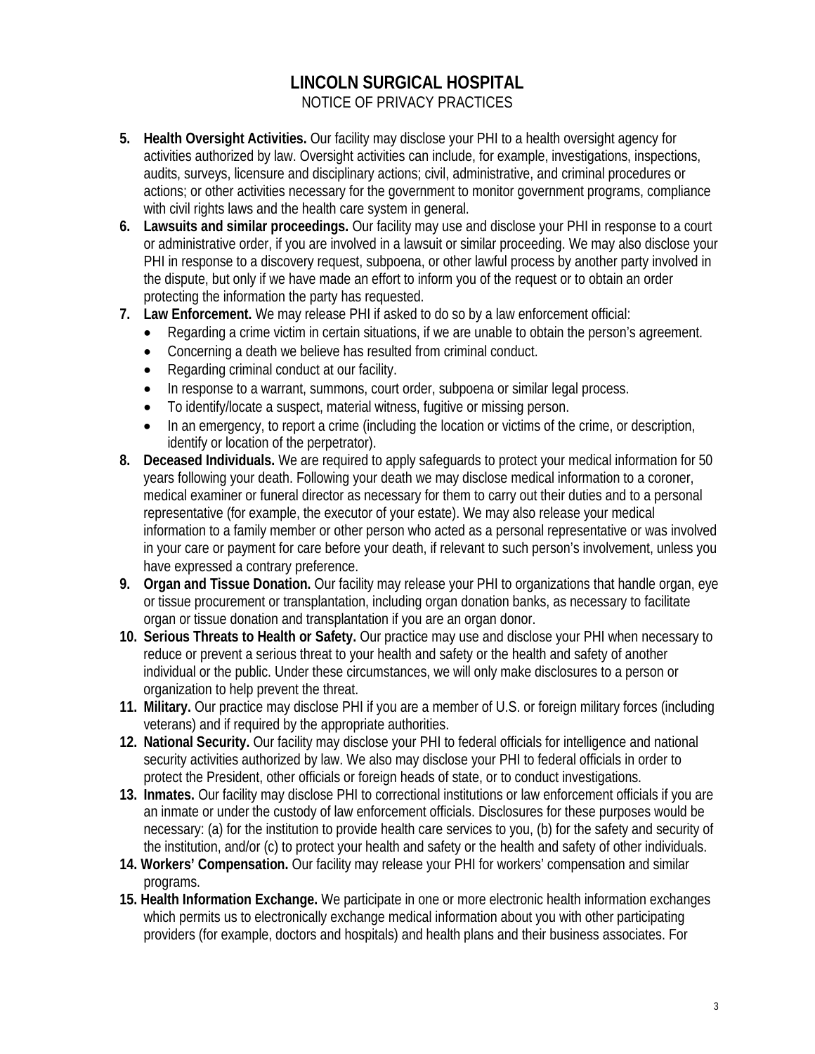# LINCOLN SURGICAL HOSPITAL

NOTICE OF PRIVACY PRACTICES

5. **Health Oversight Activities.** Our facility may disclose your PHI to a health oversight agency for activities authorized by law. Oversight activities can include, for example, investigations, inspections, audits, surveys, licensure and disciplinary actions; civil, administrative, and criminal procedures or actions; or other activities necessary for the government to monitor government programs, compliance with civil rights laws and the health care system in general.
6. **Lawsuits and similar proceedings.** Our facility may use and disclose your PHI in response to a court or administrative order, if you are involved in a lawsuit or similar proceeding. We may also disclose your PHI in response to a discovery request, subpoena, or other lawful process by another party involved in the dispute, but only if we have made an effort to inform you of the request or to obtain an order protecting the information the party has requested.
7. **Law Enforcement.** We may release PHI if asked to do so by a law enforcement official:
   - Regarding a crime victim in certain situations, if we are unable to obtain the person's agreement.
   - Concerning a death we believe has resulted from criminal conduct.
   - Regarding criminal conduct at our facility.
   - In response to a warrant, summons, court order, subpoena or similar legal process.
   - To identify/locate a suspect, material witness, fugitive or missing person.
   - In an emergency, to report a crime (including the location or victims of the crime, or description, identify or location of the perpetrator).
8. **Deceased Individuals.** We are required to apply safeguards to protect your medical information for 50 years following your death. Following your death we may disclose medical information to a coroner, medical examiner or funeral director as necessary for them to carry out their duties and to a personal representative (for example, the executor of your estate). We may also release your medical information to a family member or other person who acted as a personal representative or was involved in your care or payment for care before your death, if relevant to such person's involvement, unless you have expressed a contrary preference.
9. **Organ and Tissue Donation.** Our facility may release your PHI to organizations that handle organ, eye or tissue procurement or transplantation, including organ donation banks, as necessary to facilitate organ or tissue donation and transplantation if you are an organ donor.
10. **Serious Threats to Health or Safety.** Our practice may use and disclose your PHI when necessary to reduce or prevent a serious threat to your health and safety or the health and safety of another individual or the public. Under these circumstances, we will only make disclosures to a person or organization to help prevent the threat.
11. **Military.** Our practice may disclose PHI if you are a member of U.S. or foreign military forces (including veterans) and if required by the appropriate authorities.
12. **National Security.** Our facility may disclose your PHI to federal officials for intelligence and national security activities authorized by law. We also may disclose your PHI to federal officials in order to protect the President, other officials or foreign heads of state, or to conduct investigations.
13. **Inmates.** Our facility may disclose PHI to correctional institutions or law enforcement officials if you are an inmate or under the custody of law enforcement officials. Disclosures for these purposes would be necessary: (a) for the institution to provide health care services to you, (b) for the safety and security of the institution, and/or (c) to protect your health and safety or the health and safety of other individuals.
14. **Workers' Compensation.** Our facility may release your PHI for workers' compensation and similar programs.
15. **Health Information Exchange.** We participate in one or more electronic health information exchanges which permits us to electronically exchange medical information about you with other participating providers (for example, doctors and hospitals) and health plans and their business associates. For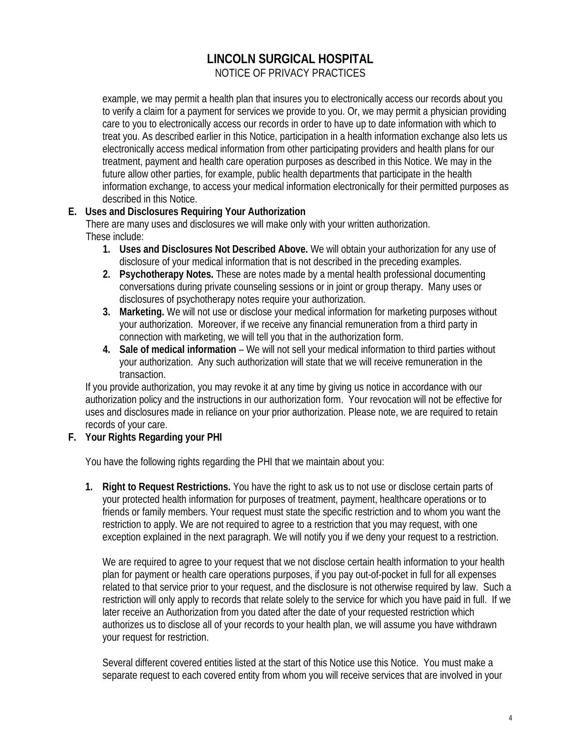example, we may permit a health plan that insures you to electronically access our records about you to verify a claim for a payment for services we provide to you. Or, we may permit a physician providing care to you to electronically access our records in order to have up to date information with which to treat you. As described earlier in this Notice, participation in a health information exchange also lets us electronically access medical information from other participating providers and health plans for our treatment, payment and health care operation purposes as described in this Notice. We may in the future allow other parties, for example, public health departments that participate in the health information exchange, to access your medical information electronically for their permitted purposes as described in this Notice.

**E. Uses and Disclosures Requiring Your Authorization**

There are many uses and disclosures we will make only with your written authorization. These include:

1. **Uses and Disclosures Not Described Above.** We will obtain your authorization for any use of disclosure of your medical information that is not described in the preceding examples.
2. **Psychotherapy Notes.** These are notes made by a mental health professional documenting conversations during private counseling sessions or in joint or group therapy. Many uses or disclosures of psychotherapy notes require your authorization.
3. **Marketing.** We will not use or disclose your medical information for marketing purposes without your authorization. Moreover, if we receive any financial remuneration from a third party in connection with marketing, we will tell you that in the authorization form.
4. **Sale of medical information** – We will not sell your medical information to third parties without your authorization. Any such authorization will state that we will receive remuneration in the transaction.

If you provide authorization, you may revoke it at any time by giving us notice in accordance with our authorization policy and the instructions in our authorization form. Your revocation will not be effective for uses and disclosures made in reliance on your prior authorization. Please note, we are required to retain records of your care.

**F. Your Rights Regarding your PHI**

You have the following rights regarding the PHI that we maintain about you:

1. **Right to Request Restrictions.** You have the right to ask us to not use or disclose certain parts of your protected health information for purposes of treatment, payment, healthcare operations or to friends or family members. Your request must state the specific restriction and to whom you want the restriction to apply. We are not required to agree to a restriction that you may request, with one exception explained in the next paragraph. We will notify you if we deny your request to a restriction.

   We are required to agree to your request that we not disclose certain health information to your health plan for payment or health care operations purposes, if you pay out-of-pocket in full for all expenses related to that service prior to your request, and the disclosure is not otherwise required by law. Such a restriction will only apply to records that relate solely to the service for which you have paid in full. If we later receive an Authorization from you dated after the date of your requested restriction which authorizes us to disclose all of your records to your health plan, we will assume you have withdrawn your request for restriction.

   Several different covered entities listed at the start of this Notice use this Notice. You must make a separate request to each covered entity from whom you will receive services that are involved in your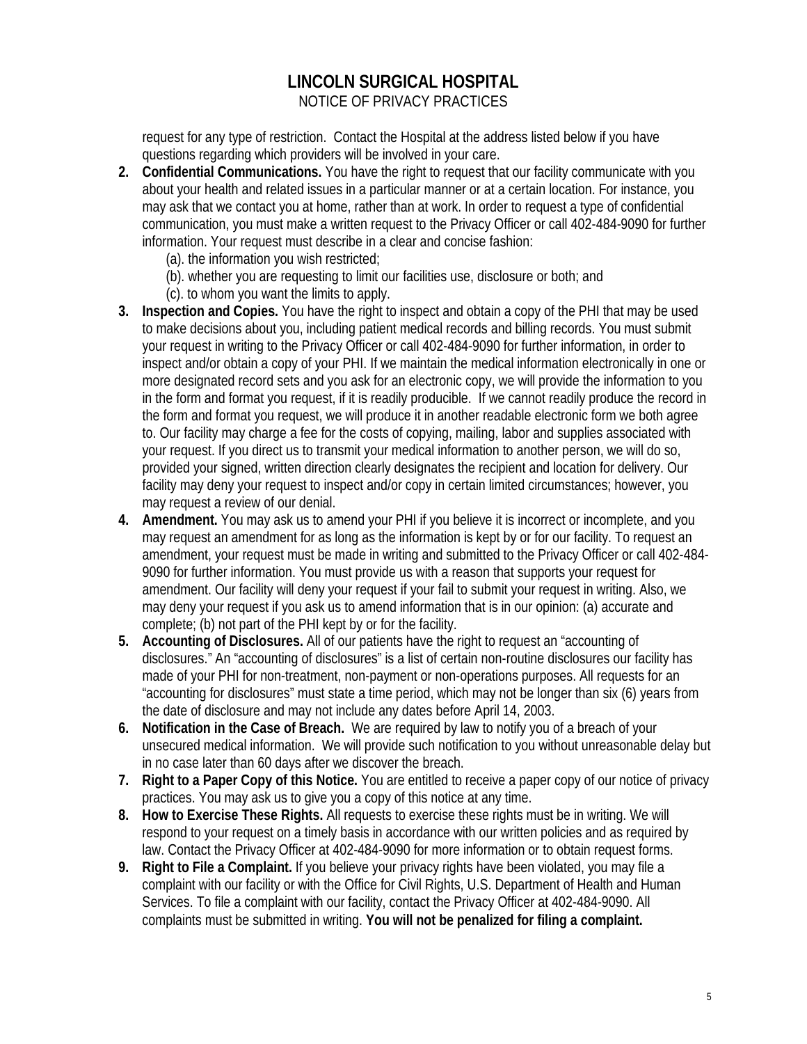request for any type of restriction. Contact the Hospital at the address listed below if you have questions regarding which providers will be involved in your care.

2. **Confidential Communications.** You have the right to request that our facility communicate with you about your health and related issues in a particular manner or at a certain location. For instance, you may ask that we contact you at home, rather than at work. In order to request a type of confidential communication, you must make a written request to the Privacy Officer or call 402-484-9090 for further information. Your request must describe in a clear and concise fashion:
   (a). the information you wish restricted;
   (b). whether you are requesting to limit our facilities use, disclosure or both; and
   (c). to whom you want the limits to apply.
3. **Inspection and Copies.** You have the right to inspect and obtain a copy of the PHI that may be used to make decisions about you, including patient medical records and billing records. You must submit your request in writing to the Privacy Officer or call 402-484-9090 for further information, in order to inspect and/or obtain a copy of your PHI. If we maintain the medical information electronically in one or more designated record sets and you ask for an electronic copy, we will provide the information to you in the form and format you request, if it is readily producible. If we cannot readily produce the record in the form and format you request, we will produce it in another readable electronic form we both agree to. Our facility may charge a fee for the costs of copying, mailing, labor and supplies associated with your request. If you direct us to transmit your medical information to another person, we will do so, provided your signed, written direction clearly designates the recipient and location for delivery. Our facility may deny your request to inspect and/or copy in certain limited circumstances; however, you may request a review of our denial.
4. **Amendment.** You may ask us to amend your PHI if you believe it is incorrect or incomplete, and you may request an amendment for as long as the information is kept by or for our facility. To request an amendment, your request must be made in writing and submitted to the Privacy Officer or call 402-484-9090 for further information. You must provide us with a reason that supports your request for amendment. Our facility will deny your request if your fail to submit your request in writing. Also, we may deny your request if you ask us to amend information that is in our opinion: (a) accurate and complete; (b) not part of the PHI kept by or for the facility.
5. **Accounting of Disclosures.** All of our patients have the right to request an "accounting of disclosures." An "accounting of disclosures" is a list of certain non-routine disclosures our facility has made of your PHI for non-treatment, non-payment or non-operations purposes. All requests for an "accounting for disclosures" must state a time period, which may not be longer than six (6) years from the date of disclosure and may not include any dates before April 14, 2003.
6. **Notification in the Case of Breach.** We are required by law to notify you of a breach of your unsecured medical information. We will provide such notification to you without unreasonable delay but in no case later than 60 days after we discover the breach.
7. **Right to a Paper Copy of this Notice.** You are entitled to receive a paper copy of our notice of privacy practices. You may ask us to give you a copy of this notice at any time.
8. **How to Exercise These Rights.** All requests to exercise these rights must be in writing. We will respond to your request on a timely basis in accordance with our written policies and as required by law. Contact the Privacy Officer at 402-484-9090 for more information or to obtain request forms.
9. **Right to File a Complaint.** If you believe your privacy rights have been violated, you may file a complaint with our facility or with the Office for Civil Rights, U.S. Department of Health and Human Services. To file a complaint with our facility, contact the Privacy Officer at 402-484-9090. All complaints must be submitted in writing. **You will not be penalized for filing a complaint.**